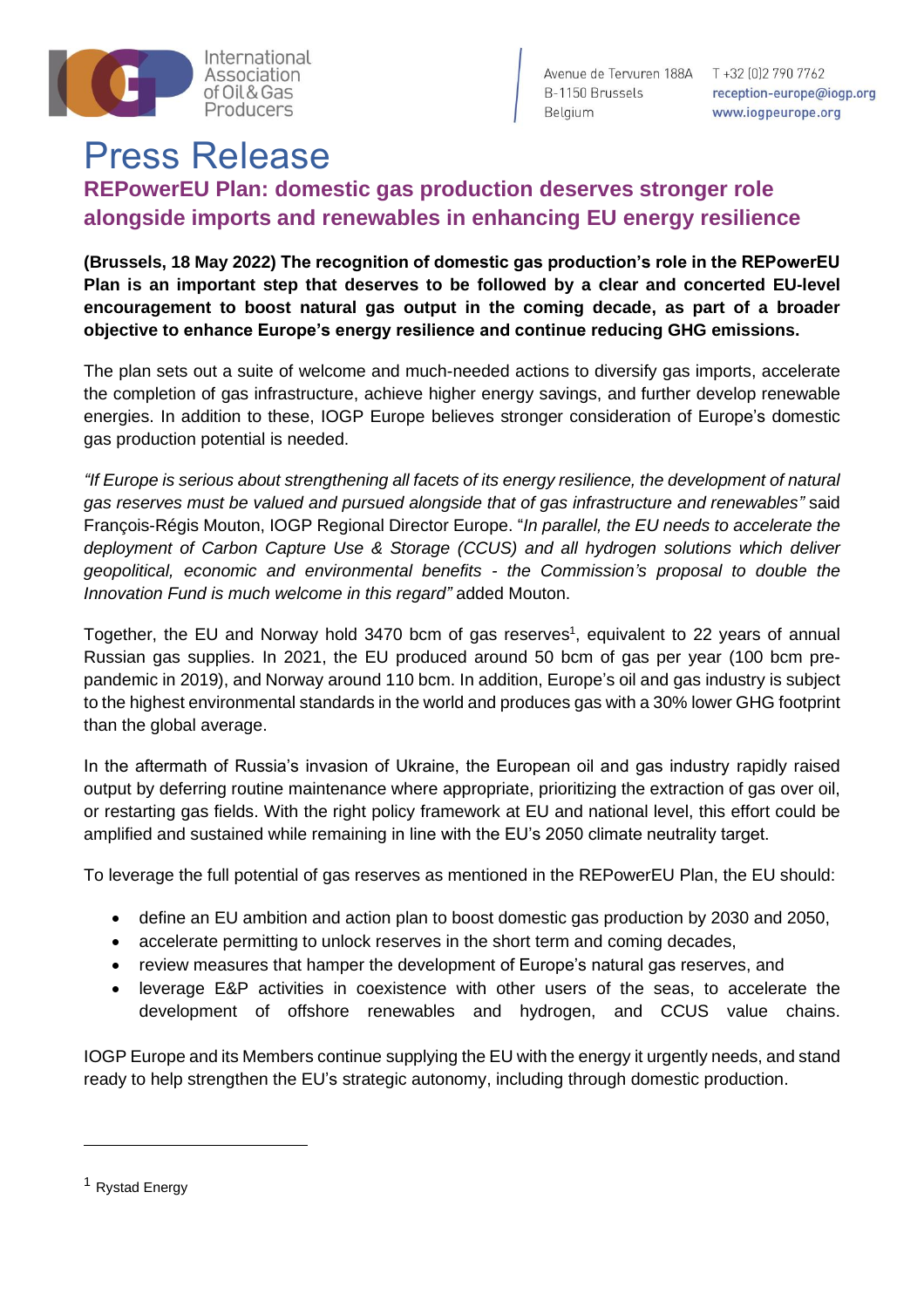International Association of Oil & Gas Producers

Avenue de Tervuren 188A
B-1150 Brussels
Belgium

T +32 (0)2 790 7762
reception-europe@iogp.org
www.iogpeurope.org

# Press Release

## REPowerEU Plan: domestic gas production deserves stronger role alongside imports and renewables in enhancing EU energy resilience

**(Brussels, 18 May 2022) The recognition of domestic gas production's role in the REPowerEU Plan is an important step that deserves to be followed by a clear and concerted EU-level encouragement to boost natural gas output in the coming decade, as part of a broader objective to enhance Europe's energy resilience and continue reducing GHG emissions.**

The plan sets out a suite of welcome and much-needed actions to diversify gas imports, accelerate the completion of gas infrastructure, achieve higher energy savings, and further develop renewable energies. In addition to these, IOGP Europe believes stronger consideration of Europe's domestic gas production potential is needed.

*"If Europe is serious about strengthening all facets of its energy resilience, the development of natural gas reserves must be valued and pursued alongside that of gas infrastructure and renewables"* said François-Régis Mouton, IOGP Regional Director Europe. "*In parallel, the EU needs to accelerate the deployment of Carbon Capture Use & Storage (CCUS) and all hydrogen solutions which deliver geopolitical, economic and environmental benefits - the Commission's proposal to double the Innovation Fund is much welcome in this regard"* added Mouton.

Together, the EU and Norway hold 3470 bcm of gas reserves[1], equivalent to 22 years of annual Russian gas supplies. In 2021, the EU produced around 50 bcm of gas per year (100 bcm pre-pandemic in 2019), and Norway around 110 bcm. In addition, Europe's oil and gas industry is subject to the highest environmental standards in the world and produces gas with a 30% lower GHG footprint than the global average.

In the aftermath of Russia's invasion of Ukraine, the European oil and gas industry rapidly raised output by deferring routine maintenance where appropriate, prioritizing the extraction of gas over oil, or restarting gas fields. With the right policy framework at EU and national level, this effort could be amplified and sustained while remaining in line with the EU's 2050 climate neutrality target.

To leverage the full potential of gas reserves as mentioned in the REPowerEU Plan, the EU should:

- define an EU ambition and action plan to boost domestic gas production by 2030 and 2050,
- accelerate permitting to unlock reserves in the short term and coming decades,
- review measures that hamper the development of Europe's natural gas reserves, and
- leverage E&P activities in coexistence with other users of the seas, to accelerate the development of offshore renewables and hydrogen, and CCUS value chains.

IOGP Europe and its Members continue supplying the EU with the energy it urgently needs, and stand ready to help strengthen the EU's strategic autonomy, including through domestic production.

---

[1] Rystad Energy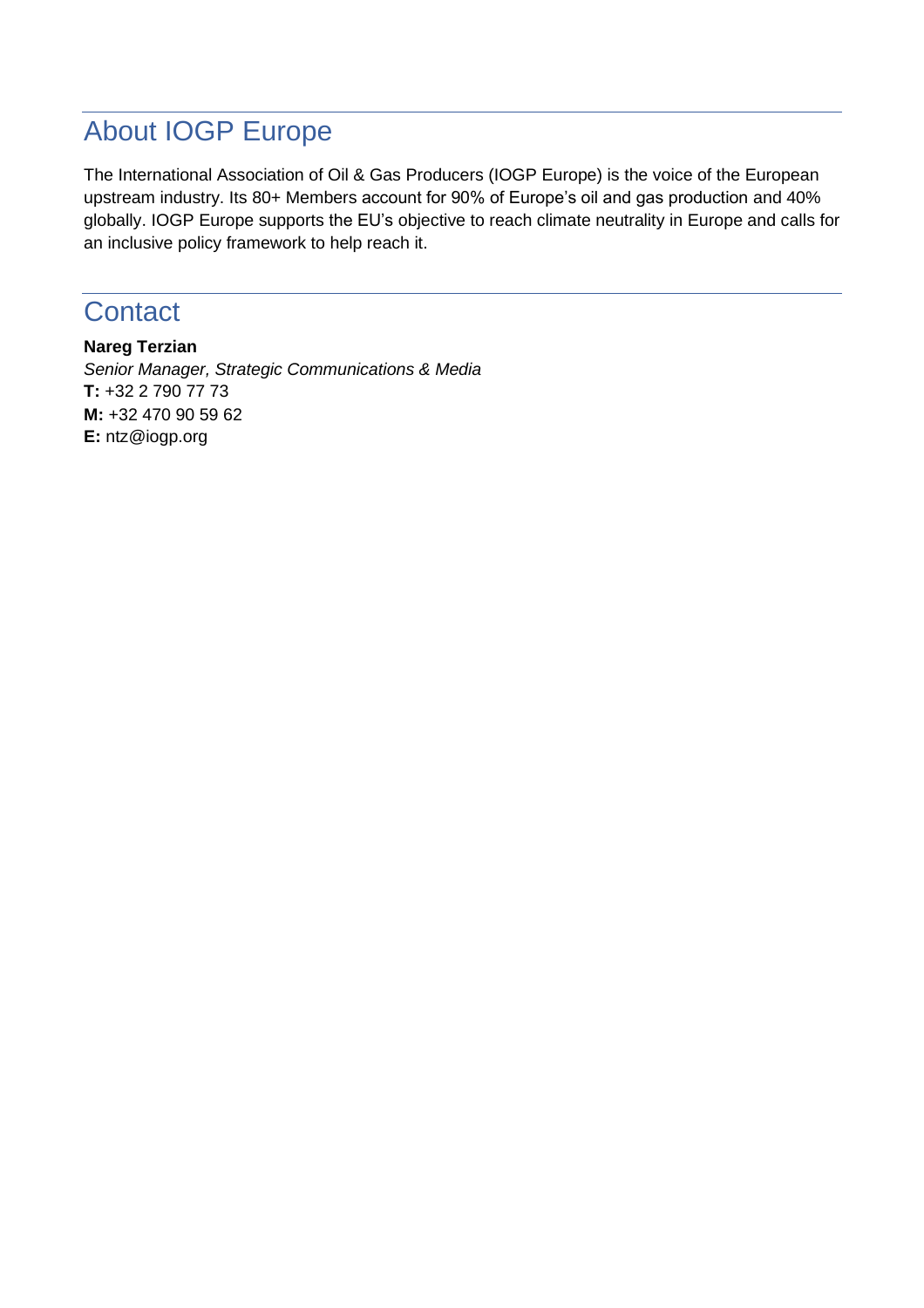## About IOGP Europe

The International Association of Oil & Gas Producers (IOGP Europe) is the voice of the European upstream industry. Its 80+ Members account for 90% of Europe's oil and gas production and 40% globally. IOGP Europe supports the EU's objective to reach climate neutrality in Europe and calls for an inclusive policy framework to help reach it.

## Contact

**Nareg Terzian**
*Senior Manager, Strategic Communications & Media*
**T:** +32 2 790 77 73
**M:** +32 470 90 59 62
**E:** ntz@iogp.org